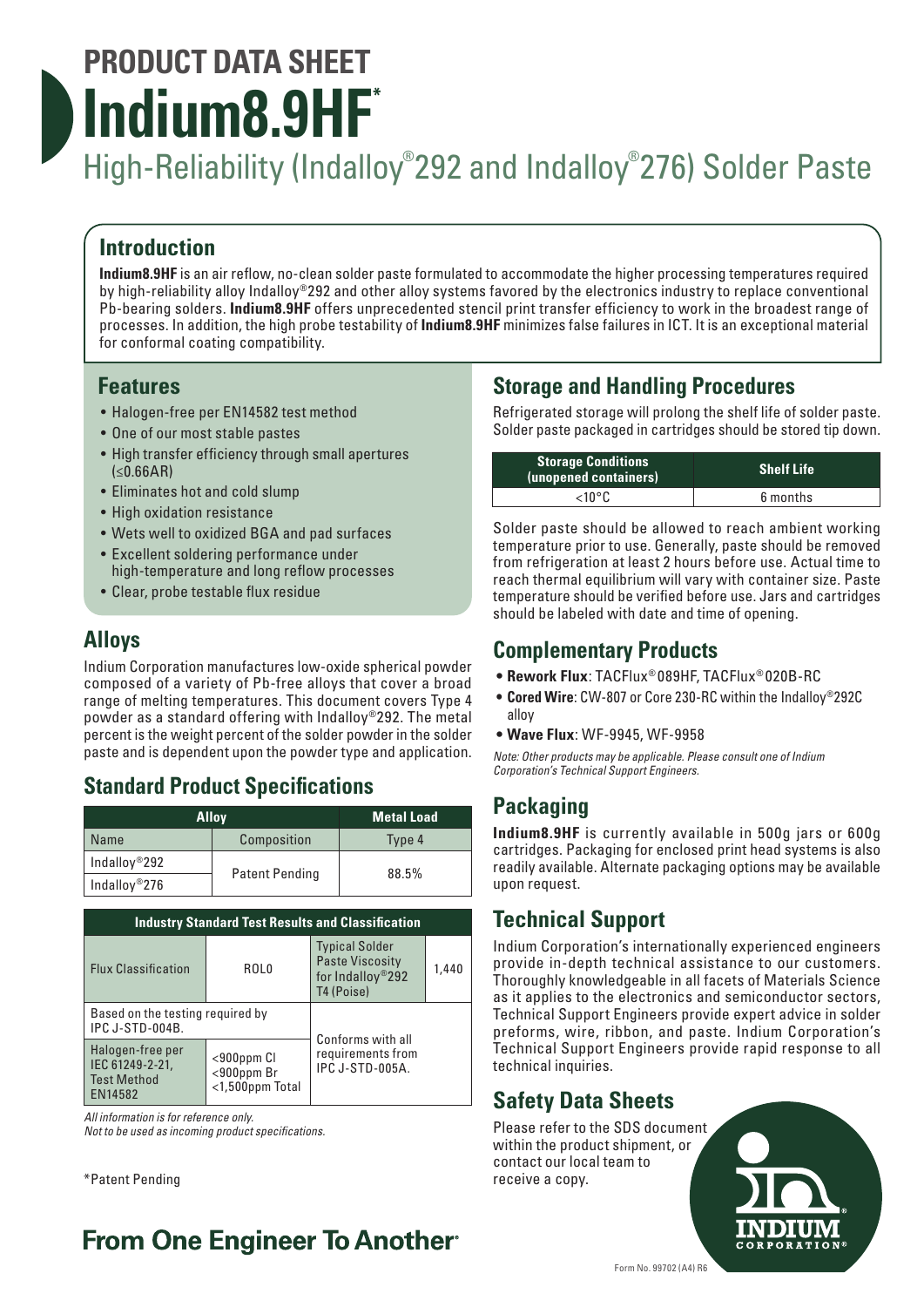# PRODUCT DATA SHEET

# Indium8.9HF*

## High-Reliability (Indalloy®292 and Indalloy®276) Solder Paste

## Introduction

**Indium8.9HF** is an air reflow, no-clean solder paste formulated to accommodate the higher processing temperatures required by high-reliability alloy Indalloy®292 and other alloy systems favored by the electronics industry to replace conventional Pb-bearing solders. **Indium8.9HF** offers unprecedented stencil print transfer efficiency to work in the broadest range of processes. In addition, the high probe testability of **Indium8.9HF** minimizes false failures in ICT. It is an exceptional material for conformal coating compatibility.

## Features

- Halogen-free per EN14582 test method
- One of our most stable pastes
- High transfer efficiency through small apertures (≤0.66AR)
- Eliminates hot and cold slump
- High oxidation resistance
- Wets well to oxidized BGA and pad surfaces
- Excellent soldering performance under high-temperature and long reflow processes
- Clear, probe testable flux residue

## Alloys

Indium Corporation manufactures low-oxide spherical powder composed of a variety of Pb-free alloys that cover a broad range of melting temperatures. This document covers Type 4 powder as a standard offering with Indalloy®292. The metal percent is the weight percent of the solder powder in the solder paste and is dependent upon the powder type and application.

## Standard Product Specifications

| Alloy | | Metal Load |
|---|---|---|
| Name | Composition | Type 4 |
| Indalloy®292 | Patent Pending | 88.5% |
| Indalloy®276 | | |

| Industry Standard Test Results and Classification | | | |
|---|---|---|---|
| Flux Classification | ROL0 | Typical Solder Paste Viscosity for Indalloy®292 T4 (Poise) | 1,440 |
| Based on the testing required by IPC J-STD-004B. | | Conforms with all requirements from IPC J-STD-005A. | |
| Halogen-free per IEC 61249-2-21, Test Method EN14582 | <900ppm Cl<br><900ppm Br<br><1,500ppm Total | | |

*All information is for reference only.*
*Not to be used as incoming product specifications.*

*Patent Pending

## Storage and Handling Procedures

Refrigerated storage will prolong the shelf life of solder paste. Solder paste packaged in cartridges should be stored tip down.

| Storage Conditions (unopened containers) | Shelf Life |
|---|---|
| <10°C | 6 months |

Solder paste should be allowed to reach ambient working temperature prior to use. Generally, paste should be removed from refrigeration at least 2 hours before use. Actual time to reach thermal equilibrium will vary with container size. Paste temperature should be verified before use. Jars and cartridges should be labeled with date and time of opening.

## Complementary Products

- **Rework Flux**: TACFlux®089HF, TACFlux®020B-RC
- **Cored Wire**: CW-807 or Core 230-RC within the Indalloy®292C alloy
- **Wave Flux**: WF-9945, WF-9958

*Note: Other products may be applicable. Please consult one of Indium Corporation's Technical Support Engineers.*

## Packaging

**Indium8.9HF** is currently available in 500g jars or 600g cartridges. Packaging for enclosed print head systems is also readily available. Alternate packaging options may be available upon request.

## Technical Support

Indium Corporation's internationally experienced engineers provide in-depth technical assistance to our customers. Thoroughly knowledgeable in all facets of Materials Science as it applies to the electronics and semiconductor sectors, Technical Support Engineers provide expert advice in solder preforms, wire, ribbon, and paste. Indium Corporation's Technical Support Engineers provide rapid response to all technical inquiries.

## Safety Data Sheets

Please refer to the SDS document within the product shipment, or contact our local team to receive a copy.

**From One Engineer To Another®**

Form No. 99702 (A4) R6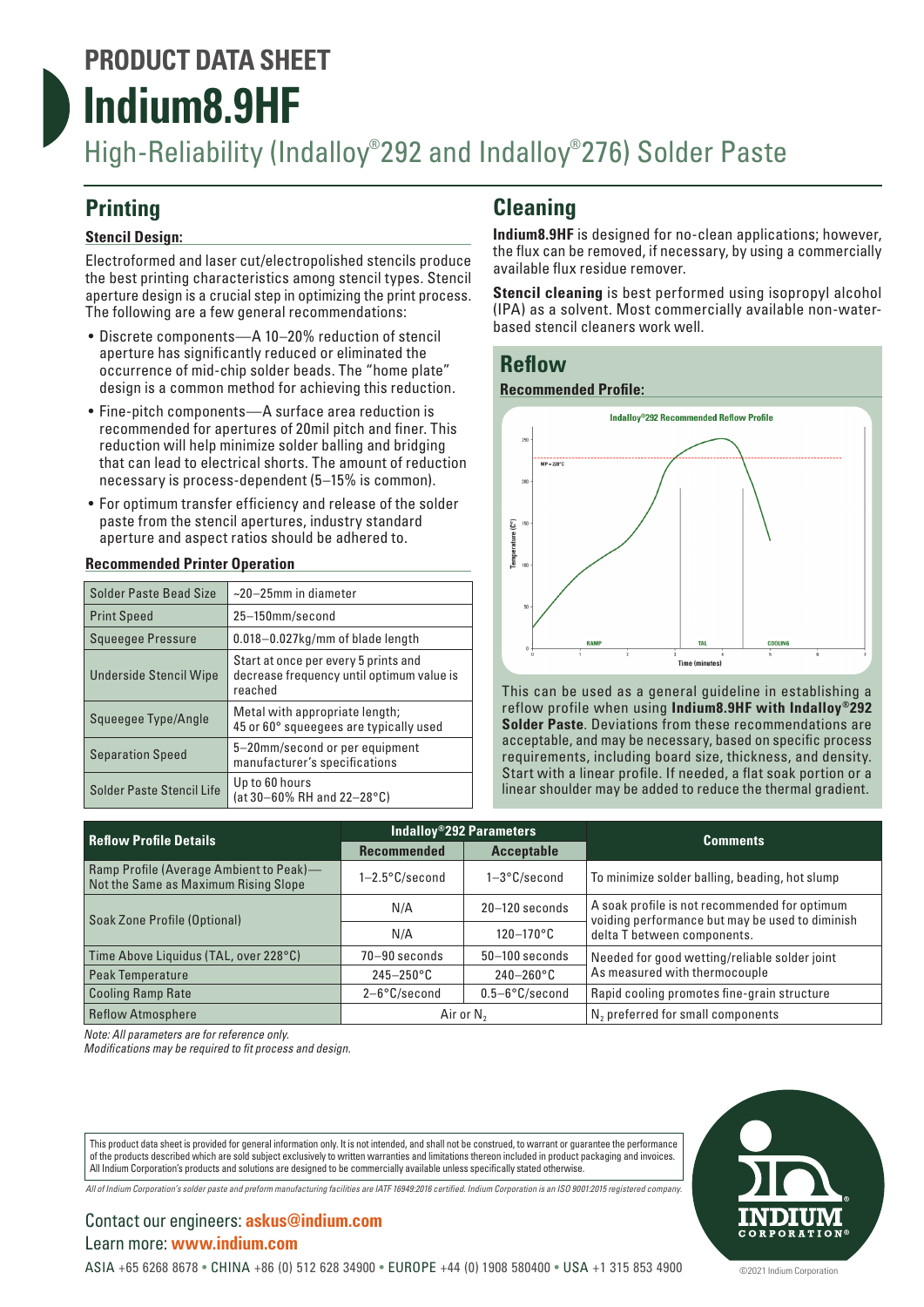# PRODUCT DATA SHEET

# Indium8.9HF

High-Reliability (Indalloy®292 and Indalloy®276) Solder Paste

## Printing

### Stencil Design:

Electroformed and laser cut/electropolished stencils produce the best printing characteristics among stencil types. Stencil aperture design is a crucial step in optimizing the print process. The following are a few general recommendations:

- Discrete components—A 10–20% reduction of stencil aperture has significantly reduced or eliminated the occurrence of mid-chip solder beads. The "home plate" design is a common method for achieving this reduction.
- Fine-pitch components—A surface area reduction is recommended for apertures of 20mil pitch and finer. This reduction will help minimize solder balling and bridging that can lead to electrical shorts. The amount of reduction necessary is process-dependent (5–15% is common).
- For optimum transfer efficiency and release of the solder paste from the stencil apertures, industry standard aperture and aspect ratios should be adhered to.

### Recommended Printer Operation

| | |
|---|---|
| Solder Paste Bead Size | ~20–25mm in diameter |
| Print Speed | 25–150mm/second |
| Squeegee Pressure | 0.018–0.027kg/mm of blade length |
| Underside Stencil Wipe | Start at once per every 5 prints and decrease frequency until optimum value is reached |
| Squeegee Type/Angle | Metal with appropriate length; 45 or 60° squeegees are typically used |
| Separation Speed | 5–20mm/second or per equipment manufacturer's specifications |
| Solder Paste Stencil Life | Up to 60 hours (at 30–60% RH and 22–28°C) |

## Cleaning

**Indium8.9HF** is designed for no-clean applications; however, the flux can be removed, if necessary, by using a commercially available flux residue remover.

**Stencil cleaning** is best performed using isopropyl alcohol (IPA) as a solvent. Most commercially available non-water-based stencil cleaners work well.

## Reflow

### Recommended Profile:

Indalloy®292 Recommended Reflow Profile

MP = 228°C

Temperature (C°)

0
50
100
150
200
250

RAMP
TAL
COOLING

Time (minutes)

0 1 2 3 4 5 6 7

This can be used as a general guideline in establishing a reflow profile when using **Indium8.9HF with Indalloy®292 Solder Paste**. Deviations from these recommendations are acceptable, and may be necessary, based on specific process requirements, including board size, thickness, and density. Start with a linear profile. If needed, a flat soak portion or a linear shoulder may be added to reduce the thermal gradient.

| Reflow Profile Details | Indalloy®292 Parameters | | Comments |
|---|---|---|---|
| | Recommended | Acceptable | |
| Ramp Profile (Average Ambient to Peak)—Not the Same as Maximum Rising Slope | 1–2.5°C/second | 1–3°C/second | To minimize solder balling, beading, hot slump |
| Soak Zone Profile (Optional) | N/A | 20–120 seconds | A soak profile is not recommended for optimum voiding performance but may be used to diminish delta T between components. |
| | N/A | 120–170°C | |
| Time Above Liquidus (TAL, over 228°C) | 70–90 seconds | 50–100 seconds | Needed for good wetting/reliable solder joint |
| Peak Temperature | 245–250°C | 240–260°C | As measured with thermocouple |
| Cooling Ramp Rate | 2–6°C/second | 0.5–6°C/second | Rapid cooling promotes fine-grain structure |
| Reflow Atmosphere | Air or $N_2$ | | $N_2$ preferred for small components |

*Note: All parameters are for reference only.*
*Modifications may be required to fit process and design.*

This product data sheet is provided for general information only. It is not intended, and shall not be construed, to warrant or guarantee the performance of the products described which are sold subject exclusively to written warranties and limitations thereon included in product packaging and invoices. All Indium Corporation's products and solutions are designed to be commercially available unless specifically stated otherwise.

*All of Indium Corporation's solder paste and preform manufacturing facilities are IATF 16949:2016 certified. Indium Corporation is an ISO 9001:2015 registered company.*

Contact our engineers: **askus@indium.com**
Learn more: **www.indium.com**

ASIA +65 6268 8678 • CHINA +86 (0) 512 628 34900 • EUROPE +44 (0) 1908 580400 • USA +1 315 853 4900

INDIUM CORPORATION®

©2021 Indium Corporation